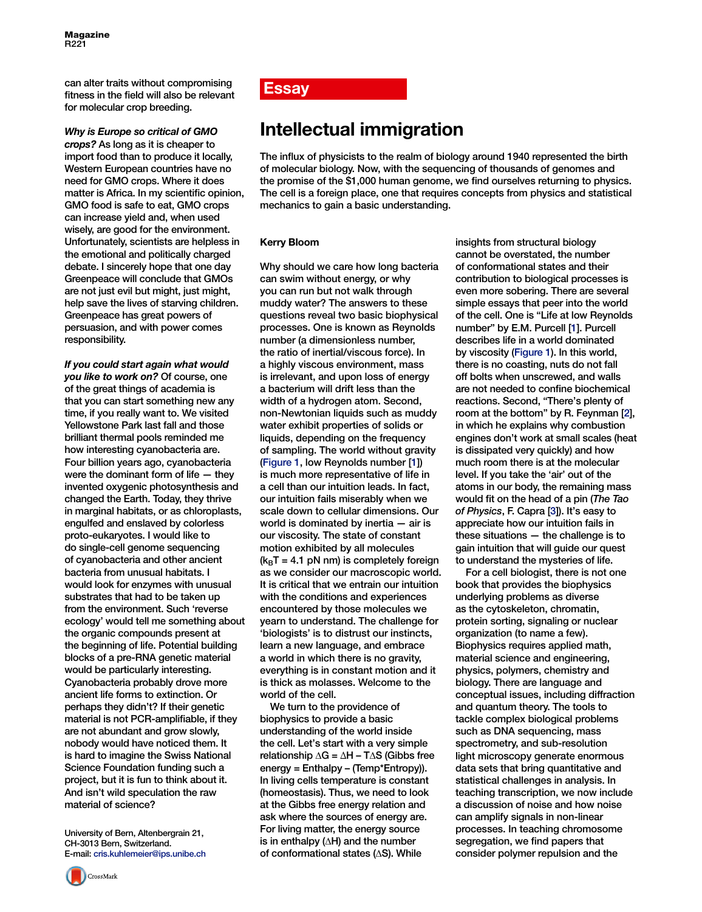can alter traits without compromising fitness in the field will also be relevant for molecular crop breeding.

***Why is Europe so critical of GMO crops?*** As long as it is cheaper to import food than to produce it locally, Western European countries have no need for GMO crops. Where it does matter is Africa. In my scientific opinion, GMO food is safe to eat, GMO crops can increase yield and, when used wisely, are good for the environment. Unfortunately, scientists are helpless in the emotional and politically charged debate. I sincerely hope that one day Greenpeace will conclude that GMOs are not just evil but might, just might, help save the lives of starving children. Greenpeace has great powers of persuasion, and with power comes responsibility.

***If you could start again what would you like to work on?*** Of course, one of the great things of academia is that you can start something new any time, if you really want to. We visited Yellowstone Park last fall and those brilliant thermal pools reminded me how interesting cyanobacteria are. Four billion years ago, cyanobacteria were the dominant form of life — they invented oxygenic photosynthesis and changed the Earth. Today, they thrive in marginal habitats, or as chloroplasts, engulfed and enslaved by colorless proto-eukaryotes. I would like to do single-cell genome sequencing of cyanobacteria and other ancient bacteria from unusual habitats. I would look for enzymes with unusual substrates that had to be taken up from the environment. Such 'reverse ecology' would tell me something about the organic compounds present at the beginning of life. Potential building blocks of a pre-RNA genetic material would be particularly interesting. Cyanobacteria probably drove more ancient life forms to extinction. Or perhaps they didn't? If their genetic material is not PCR-amplifiable, if they are not abundant and grow slowly, nobody would have noticed them. It is hard to imagine the Swiss National Science Foundation funding such a project, but it is fun to think about it. And isn't wild speculation the raw material of science?

University of Bern, Altenbergrain 21, CH-3013 Bern, Switzerland.
E-mail: cris.kuhlemeier@ips.unibe.ch

## Essay

# Intellectual immigration

The influx of physicists to the realm of biology around 1940 represented the birth of molecular biology. Now, with the sequencing of thousands of genomes and the promise of the $1,000 human genome, we find ourselves returning to physics. The cell is a foreign place, one that requires concepts from physics and statistical mechanics to gain a basic understanding.

**Kerry Bloom**

Why should we care how long bacteria can swim without energy, or why you can run but not walk through muddy water? The answers to these questions reveal two basic biophysical processes. One is known as Reynolds number (a dimensionless number, the ratio of inertial/viscous force). In a highly viscous environment, mass is irrelevant, and upon loss of energy a bacterium will drift less than the width of a hydrogen atom. Second, non-Newtonian liquids such as muddy water exhibit properties of solids or liquids, depending on the frequency of sampling. The world without gravity (Figure 1, low Reynolds number [1]) is much more representative of life in a cell than our intuition leads. In fact, our intuition fails miserably when we scale down to cellular dimensions. Our world is dominated by inertia — air is our viscosity. The state of constant motion exhibited by all molecules ($k_BT$ = 4.1 pN nm) is completely foreign as we consider our macroscopic world. It is critical that we entrain our intuition with the conditions and experiences encountered by those molecules we yearn to understand. The challenge for 'biologists' is to distrust our instincts, learn a new language, and embrace a world in which there is no gravity, everything is in constant motion and it is thick as molasses. Welcome to the world of the cell.

We turn to the providence of biophysics to provide a basic understanding of the world inside the cell. Let's start with a very simple relationship $\Delta G = \Delta H - T\Delta S$ (Gibbs free energy = Enthalpy – (Temp*Entropy)). In living cells temperature is constant (homeostasis). Thus, we need to look at the Gibbs free energy relation and ask where the sources of energy are. For living matter, the energy source is in enthalpy ($\Delta H$) and the number of conformational states ($\Delta S$). While insights from structural biology cannot be overstated, the number of conformational states and their contribution to biological processes is even more sobering. There are several simple essays that peer into the world of the cell. One is "Life at low Reynolds number" by E.M. Purcell [1]. Purcell describes life in a world dominated by viscosity (Figure 1). In this world, there is no coasting, nuts do not fall off bolts when unscrewed, and walls are not needed to confine biochemical reactions. Second, "There's plenty of room at the bottom" by R. Feynman [2], in which he explains why combustion engines don't work at small scales (heat is dissipated very quickly) and how much room there is at the molecular level. If you take the 'air' out of the atoms in our body, the remaining mass would fit on the head of a pin (*The Tao of Physics*, F. Capra [3]). It's easy to appreciate how our intuition fails in these situations — the challenge is to gain intuition that will guide our quest to understand the mysteries of life.

For a cell biologist, there is not one book that provides the biophysics underlying problems as diverse as the cytoskeleton, chromatin, protein sorting, signaling or nuclear organization (to name a few). Biophysics requires applied math, material science and engineering, physics, polymers, chemistry and biology. There are language and conceptual issues, including diffraction and quantum theory. The tools to tackle complex biological problems such as DNA sequencing, mass spectrometry, and sub-resolution light microscopy generate enormous data sets that bring quantitative and statistical challenges in analysis. In teaching transcription, we now include a discussion of noise and how noise can amplify signals in non-linear processes. In teaching chromosome segregation, we find papers that consider polymer repulsion and the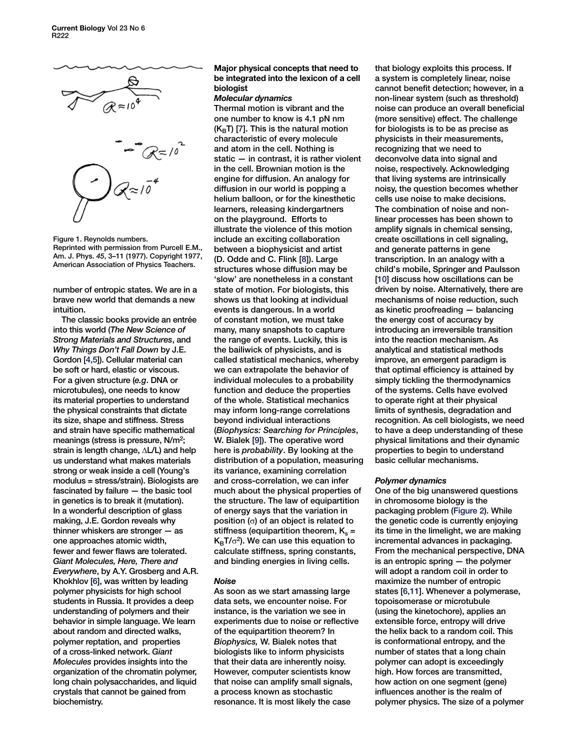Figure 1. Reynolds numbers.
Reprinted with permission from Purcell E.M., Am. J. Phys. *45*, 3–11 (1977). Copyright 1977, American Association of Physics Teachers.

number of entropic states. We are in a brave new world that demands a new intuition.

The classic books provide an entrée into this world (*The New Science of Strong Materials and Structures*, and *Why Things Don't Fall Down* by J.E. Gordon [4,5]). Cellular material can be soft or hard, elastic or viscous. For a given structure (*e.g*. DNA or microtubules), one needs to know its material properties to understand the physical constraints that dictate its size, shape and stiffness. Stress and strain have specific mathematical meanings (stress is pressure, $N/m^2$; strain is length change, $\Delta L/L$) and help us understand what makes materials strong or weak inside a cell (Young's modulus = stress/strain). Biologists are fascinated by failure — the basic tool in genetics is to break it (mutation). In a wonderful description of glass making, J.E. Gordon reveals why thinner whiskers are stronger — as one approaches atomic width, fewer and fewer flaws are tolerated. *Giant Molecules, Here, There and Everywhere*, by A.Y. Grosberg and A.R. Khokhlov [6], was written by leading polymer physicists for high school students in Russia. It provides a deep understanding of polymers and their behavior in simple language. We learn about random and directed walks, polymer reptation, and properties of a cross-linked network. *Giant Molecules* provides insights into the organization of the chromatin polymer, long chain polysaccharides, and liquid crystals that cannot be gained from biochemistry.

**Major physical concepts that need to be integrated into the lexicon of a cell biologist**

***Molecular dynamics***

Thermal motion is vibrant and the one number to know is 4.1 pN nm ($K_BT$) [7]. This is the natural motion characteristic of every molecule and atom in the cell. Nothing is static — in contrast, it is rather violent in the cell. Brownian motion is the engine for diffusion. An analogy for diffusion in our world is popping a helium balloon, or for the kinesthetic learners, releasing kindergartners on the playground. Efforts to illustrate the violence of this motion include an exciting collaboration between a biophysicist and artist (D. Odde and C. Flink [8]). Large structures whose diffusion may be 'slow' are nonetheless in a constant state of motion. For biologists, this shows us that looking at individual events is dangerous. In a world of constant motion, we must take many, many snapshots to capture the range of events. Luckily, this is the bailiwick of physicists, and is called statistical mechanics, whereby we can extrapolate the behavior of individual molecules to a probability function and deduce the properties of the whole. Statistical mechanics may inform long-range correlations beyond individual interactions (*Biophysics: Searching for Principles*, W. Bialek [9]). The operative word here is *probability*. By looking at the distribution of a population, measuring its variance, examining correlation and cross-correlation, we can infer much about the physical properties of the structure. The law of equipartition of energy says that the variation in position ($\sigma$) of an object is related to stiffness (equipartition theorem, $K_s = K_BT/\sigma^2$). We can use this equation to calculate stiffness, spring constants, and binding energies in living cells.

***Noise***

As soon as we start amassing large data sets, we encounter noise. For instance, is the variation we see in experiments due to noise or reflective of the equipartition theorem? In *Biophysics,* W. Bialek notes that biologists like to inform physicists that their data are inherently noisy. However, computer scientists know that noise can amplify small signals, a process known as stochastic resonance. It is most likely the case that biology exploits this process. If a system is completely linear, noise cannot benefit detection; however, in a non-linear system (such as threshold) noise can produce an overall beneficial (more sensitive) effect. The challenge for biologists is to be as precise as physicists in their measurements, recognizing that we need to deconvolve data into signal and noise, respectively. Acknowledging that living systems are intrinsically noisy, the question becomes whether cells use noise to make decisions. The combination of noise and non-linear processes has been shown to amplify signals in chemical sensing, create oscillations in cell signaling, and generate patterns in gene transcription. In an analogy with a child's mobile, Springer and Paulsson [10] discuss how oscillations can be driven by noise. Alternatively, there are mechanisms of noise reduction, such as kinetic proofreading — balancing the energy cost of accuracy by introducing an irreversible transition into the reaction mechanism. As analytical and statistical methods improve, an emergent paradigm is that optimal efficiency is attained by simply tickling the thermodynamics of the systems. Cells have evolved to operate right at their physical limits of synthesis, degradation and recognition. As cell biologists, we need to have a deep understanding of these physical limitations and their dynamic properties to begin to understand basic cellular mechanisms.

***Polymer dynamics***

One of the big unanswered questions in chromosome biology is the packaging problem (Figure 2). While the genetic code is currently enjoying its time in the limelight, we are making incremental advances in packaging. From the mechanical perspective, DNA is an entropic spring — the polymer will adopt a random coil in order to maximize the number of entropic states [6,11]. Whenever a polymerase, topoisomerase or microtubule (using the kinetochore), applies an extensible force, entropy will drive the helix back to a random coil. This is conformational entropy, and the number of states that a long chain polymer can adopt is exceedingly high. How forces are transmitted, how action on one segment (gene) influences another is the realm of polymer physics. The size of a polymer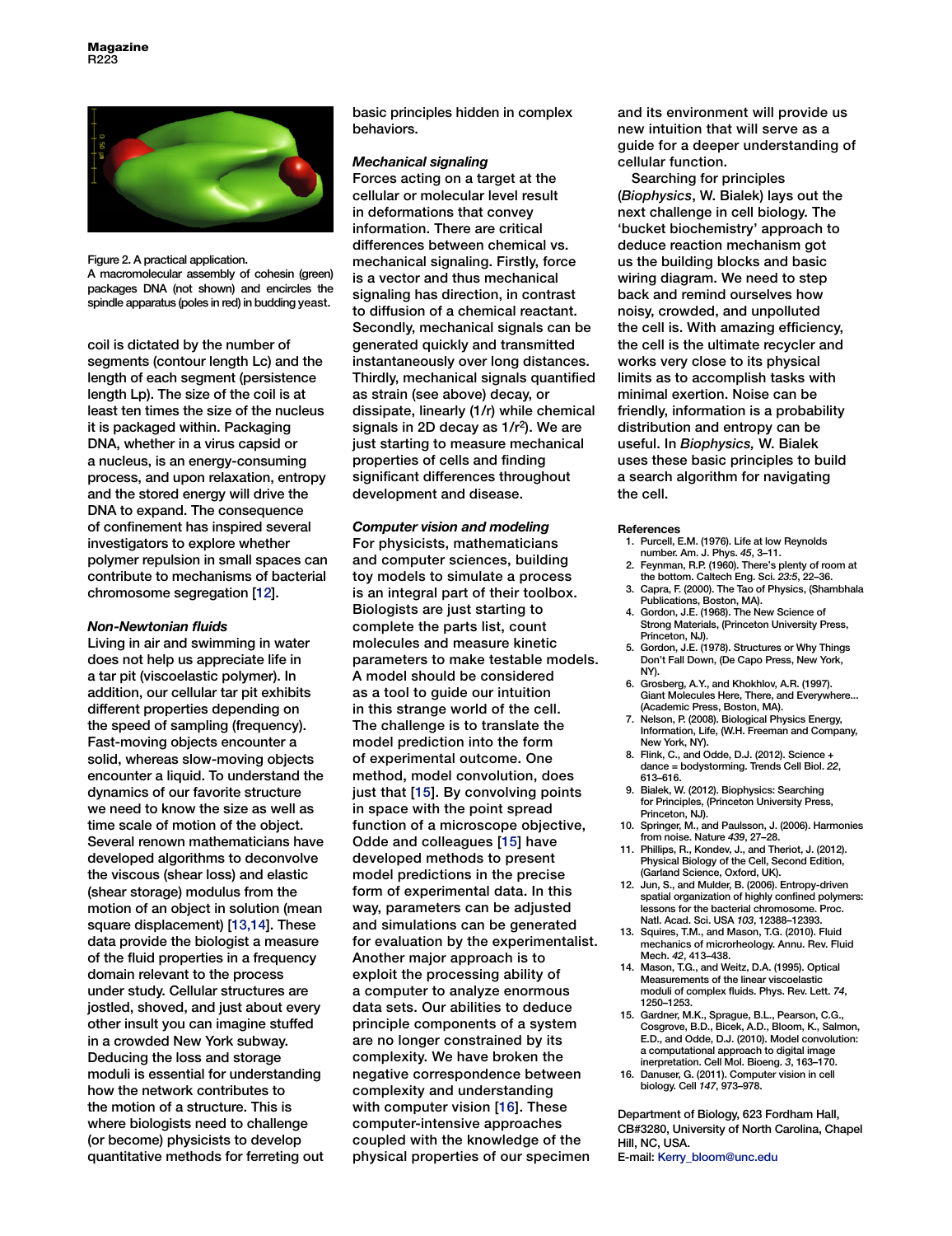Figure 2. A practical application.
A macromolecular assembly of cohesin (green) packages DNA (not shown) and encircles the spindle apparatus (poles in red) in budding yeast.

coil is dictated by the number of segments (contour length Lc) and the length of each segment (persistence length Lp). The size of the coil is at least ten times the size of the nucleus it is packaged within. Packaging DNA, whether in a virus capsid or a nucleus, is an energy-consuming process, and upon relaxation, entropy and the stored energy will drive the DNA to expand. The consequence of confinement has inspired several investigators to explore whether polymer repulsion in small spaces can contribute to mechanisms of bacterial chromosome segregation [12].

### *Non-Newtonian fluids*

Living in air and swimming in water does not help us appreciate life in a tar pit (viscoelastic polymer). In addition, our cellular tar pit exhibits different properties depending on the speed of sampling (frequency). Fast-moving objects encounter a solid, whereas slow-moving objects encounter a liquid. To understand the dynamics of our favorite structure we need to know the size as well as time scale of motion of the object. Several renown mathematicians have developed algorithms to deconvolve the viscous (shear loss) and elastic (shear storage) modulus from the motion of an object in solution (mean square displacement) [13,14]. These data provide the biologist a measure of the fluid properties in a frequency domain relevant to the process under study. Cellular structures are jostled, shoved, and just about every other insult you can imagine stuffed in a crowded New York subway. Deducing the loss and storage moduli is essential for understanding how the network contributes to the motion of a structure. This is where biologists need to challenge (or become) physicists to develop quantitative methods for ferreting out basic principles hidden in complex behaviors.

### *Mechanical signaling*

Forces acting on a target at the cellular or molecular level result in deformations that convey information. There are critical differences between chemical vs. mechanical signaling. Firstly, force is a vector and thus mechanical signaling has direction, in contrast to diffusion of a chemical reactant. Secondly, mechanical signals can be generated quickly and transmitted instantaneously over long distances. Thirdly, mechanical signals quantified as strain (see above) decay, or dissipate, linearly (1/r) while chemical signals in 2D decay as $1/r^2$). We are just starting to measure mechanical properties of cells and finding significant differences throughout development and disease.

### *Computer vision and modeling*

For physicists, mathematicians and computer sciences, building toy models to simulate a process is an integral part of their toolbox. Biologists are just starting to complete the parts list, count molecules and measure kinetic parameters to make testable models. A model should be considered as a tool to guide our intuition in this strange world of the cell. The challenge is to translate the model prediction into the form of experimental outcome. One method, model convolution, does just that [15]. By convolving points in space with the point spread function of a microscope objective, Odde and colleagues [15] have developed methods to present model predictions in the precise form of experimental data. In this way, parameters can be adjusted and simulations can be generated for evaluation by the experimentalist. Another major approach is to exploit the processing ability of a computer to analyze enormous data sets. Our abilities to deduce principle components of a system are no longer constrained by its complexity. We have broken the negative correspondence between complexity and understanding with computer vision [16]. These computer-intensive approaches coupled with the knowledge of the physical properties of our specimen and its environment will provide us new intuition that will serve as a guide for a deeper understanding of cellular function.

Searching for principles (*Biophysics*, W. Bialek) lays out the next challenge in cell biology. The 'bucket biochemistry' approach to deduce reaction mechanism got us the building blocks and basic wiring diagram. We need to step back and remind ourselves how noisy, crowded, and unpolluted the cell is. With amazing efficiency, the cell is the ultimate recycler and works very close to its physical limits as to accomplish tasks with minimal exertion. Noise can be friendly, information is a probability distribution and entropy can be useful. In *Biophysics,* W. Bialek uses these basic principles to build a search algorithm for navigating the cell.

### References

1. Purcell, E.M. (1976). Life at low Reynolds number. Am. J. Phys. *45*, 3–11.
2. Feynman, R.P. (1960). There's plenty of room at the bottom. Caltech Eng. Sci. *23:5*, 22–36.
3. Capra, F. (2000). The Tao of Physics, (Shambhala Publications, Boston, MA).
4. Gordon, J.E. (1968). The New Science of Strong Materials, (Princeton University Press, Princeton, NJ).
5. Gordon, J.E. (1978). Structures or Why Things Don't Fall Down, (De Capo Press, New York, NY).
6. Grosberg, A.Y., and Khokhlov, A.R. (1997). Giant Molecules Here, There, and Everywhere... (Academic Press, Boston, MA).
7. Nelson, P. (2008). Biological Physics Energy, Information, Life, (W.H. Freeman and Company, New York, NY).
8. Flink, C., and Odde, D.J. (2012). Science + dance = bodystorming. Trends Cell Biol. *22*, 613–616.
9. Bialek, W. (2012). Biophysics: Searching for Principles, (Princeton University Press, Princeton, NJ).
10. Springer, M., and Paulsson, J. (2006). Harmonies from noise. Nature *439*, 27–28.
11. Phillips, R., Kondev, J., and Theriot, J. (2012). Physical Biology of the Cell, Second Edition, (Garland Science, Oxford, UK).
12. Jun, S., and Mulder, B. (2006). Entropy-driven spatial organization of highly confined polymers: lessons for the bacterial chromosome. Proc. Natl. Acad. Sci. USA *103*, 12388–12393.
13. Squires, T.M., and Mason, T.G. (2010). Fluid mechanics of microrheology. Annu. Rev. Fluid Mech. *42*, 413–438.
14. Mason, T.G., and Weitz, D.A. (1995). Optical Measurements of the linear viscoelastic moduli of complex fluids. Phys. Rev. Lett. *74*, 1250–1253.
15. Gardner, M.K., Sprague, B.L., Pearson, C.G., Cosgrove, B.D., Bicek, A.D., Bloom, K., Salmon, E.D., and Odde, D.J. (2010). Model convolution: a computational approach to digital image inerpretation. Cell Mol. Bioeng. *3*, 163–170.
16. Danuser, G. (2011). Computer vision in cell biology. Cell *147*, 973–978.

Department of Biology, 623 Fordham Hall, CB#3280, University of North Carolina, Chapel Hill, NC, USA.
E-mail: Kerry_bloom@unc.edu